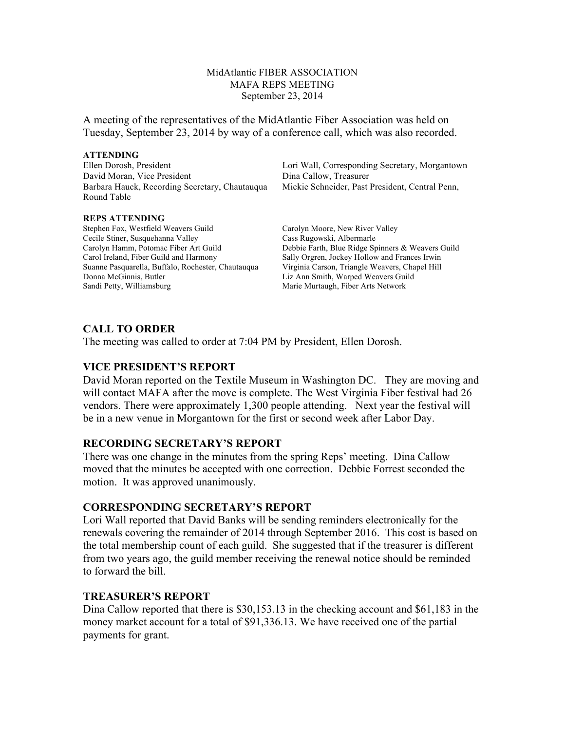MidAtlantic FIBER ASSOCIATION
MAFA REPS MEETING
September 23, 2014

A meeting of the representatives of the MidAtlantic Fiber Association was held on Tuesday, September 23, 2014 by way of a conference call, which was also recorded.

**ATTENDING**

Ellen Dorosh, President
David Moran, Vice President
Barbara Hauck, Recording Secretary, Chautauqua Round Table
Lori Wall, Corresponding Secretary, Morgantown
Dina Callow, Treasurer
Mickie Schneider, Past President, Central Penn,

**REPS ATTENDING**

Stephen Fox, Westfield Weavers Guild
Cecile Stiner, Susquehanna Valley
Carolyn Hamm, Potomac Fiber Art Guild
Carol Ireland, Fiber Guild and Harmony
Suanne Pasquarella, Buffalo, Rochester, Chautauqua
Donna McGinnis, Butler
Sandi Petty, Williamsburg
Carolyn Moore, New River Valley
Cass Rugowski, Albermarle
Debbie Farth, Blue Ridge Spinners & Weavers Guild
Sally Orgren, Jockey Hollow and Frances Irwin
Virginia Carson, Triangle Weavers, Chapel Hill
Liz Ann Smith, Warped Weavers Guild
Marie Murtaugh, Fiber Arts Network

## CALL TO ORDER

The meeting was called to order at 7:04 PM by President, Ellen Dorosh.

## VICE PRESIDENT'S REPORT

David Moran reported on the Textile Museum in Washington DC. They are moving and will contact MAFA after the move is complete. The West Virginia Fiber festival had 26 vendors. There were approximately 1,300 people attending. Next year the festival will be in a new venue in Morgantown for the first or second week after Labor Day.

## RECORDING SECRETARY'S REPORT

There was one change in the minutes from the spring Reps' meeting. Dina Callow moved that the minutes be accepted with one correction. Debbie Forrest seconded the motion. It was approved unanimously.

## CORRESPONDING SECRETARY'S REPORT

Lori Wall reported that David Banks will be sending reminders electronically for the renewals covering the remainder of 2014 through September 2016. This cost is based on the total membership count of each guild. She suggested that if the treasurer is different from two years ago, the guild member receiving the renewal notice should be reminded to forward the bill.

## TREASURER'S REPORT

Dina Callow reported that there is $30,153.13 in the checking account and $61,183 in the money market account for a total of $91,336.13. We have received one of the partial payments for grant.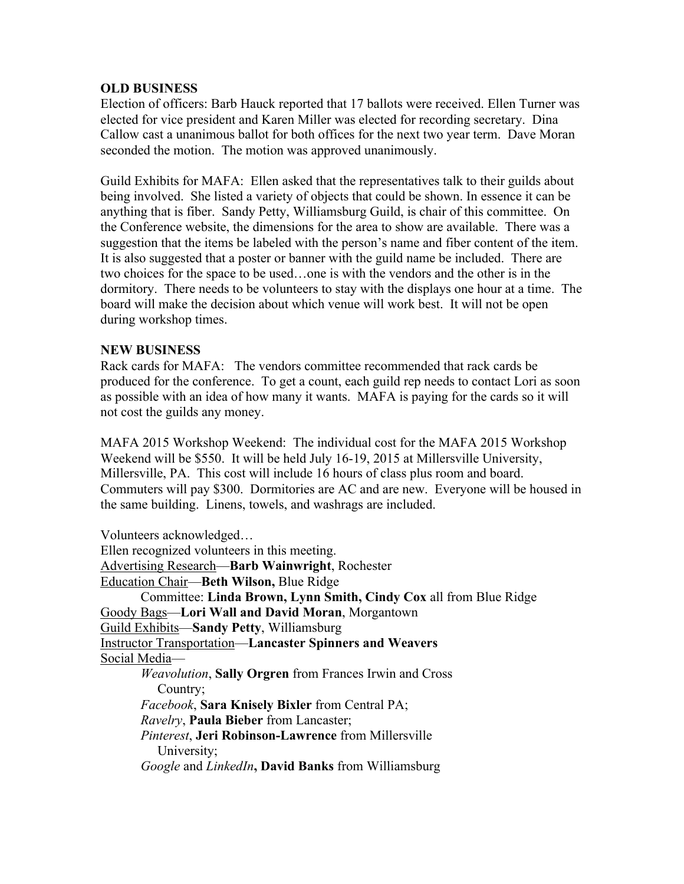**OLD BUSINESS**

Election of officers: Barb Hauck reported that 17 ballots were received. Ellen Turner was elected for vice president and Karen Miller was elected for recording secretary. Dina Callow cast a unanimous ballot for both offices for the next two year term. Dave Moran seconded the motion. The motion was approved unanimously.

Guild Exhibits for MAFA: Ellen asked that the representatives talk to their guilds about being involved. She listed a variety of objects that could be shown. In essence it can be anything that is fiber. Sandy Petty, Williamsburg Guild, is chair of this committee. On the Conference website, the dimensions for the area to show are available. There was a suggestion that the items be labeled with the person's name and fiber content of the item. It is also suggested that a poster or banner with the guild name be included. There are two choices for the space to be used…one is with the vendors and the other is in the dormitory. There needs to be volunteers to stay with the displays one hour at a time. The board will make the decision about which venue will work best. It will not be open during workshop times.

**NEW BUSINESS**

Rack cards for MAFA: The vendors committee recommended that rack cards be produced for the conference. To get a count, each guild rep needs to contact Lori as soon as possible with an idea of how many it wants. MAFA is paying for the cards so it will not cost the guilds any money.

MAFA 2015 Workshop Weekend: The individual cost for the MAFA 2015 Workshop Weekend will be $550. It will be held July 16-19, 2015 at Millersville University, Millersville, PA. This cost will include 16 hours of class plus room and board. Commuters will pay $300. Dormitories are AC and are new. Everyone will be housed in the same building. Linens, towels, and washrags are included.

Volunteers acknowledged…
Ellen recognized volunteers in this meeting.
Advertising Research—**Barb Wainwright**, Rochester
Education Chair—**Beth Wilson,** Blue Ridge
    Committee: **Linda Brown, Lynn Smith, Cindy Cox** all from Blue Ridge
Goody Bags—**Lori Wall and David Moran**, Morgantown
Guild Exhibits—**Sandy Petty**, Williamsburg
Instructor Transportation—**Lancaster Spinners and Weavers**
Social Media—
    *Weavolution*, **Sally Orgren** from Frances Irwin and Cross Country;
    *Facebook*, **Sara Knisely Bixler** from Central PA;
    *Ravelry*, **Paula Bieber** from Lancaster;
    *Pinterest*, **Jeri Robinson-Lawrence** from Millersville University;
    *Google* and *LinkedIn***, David Banks** from Williamsburg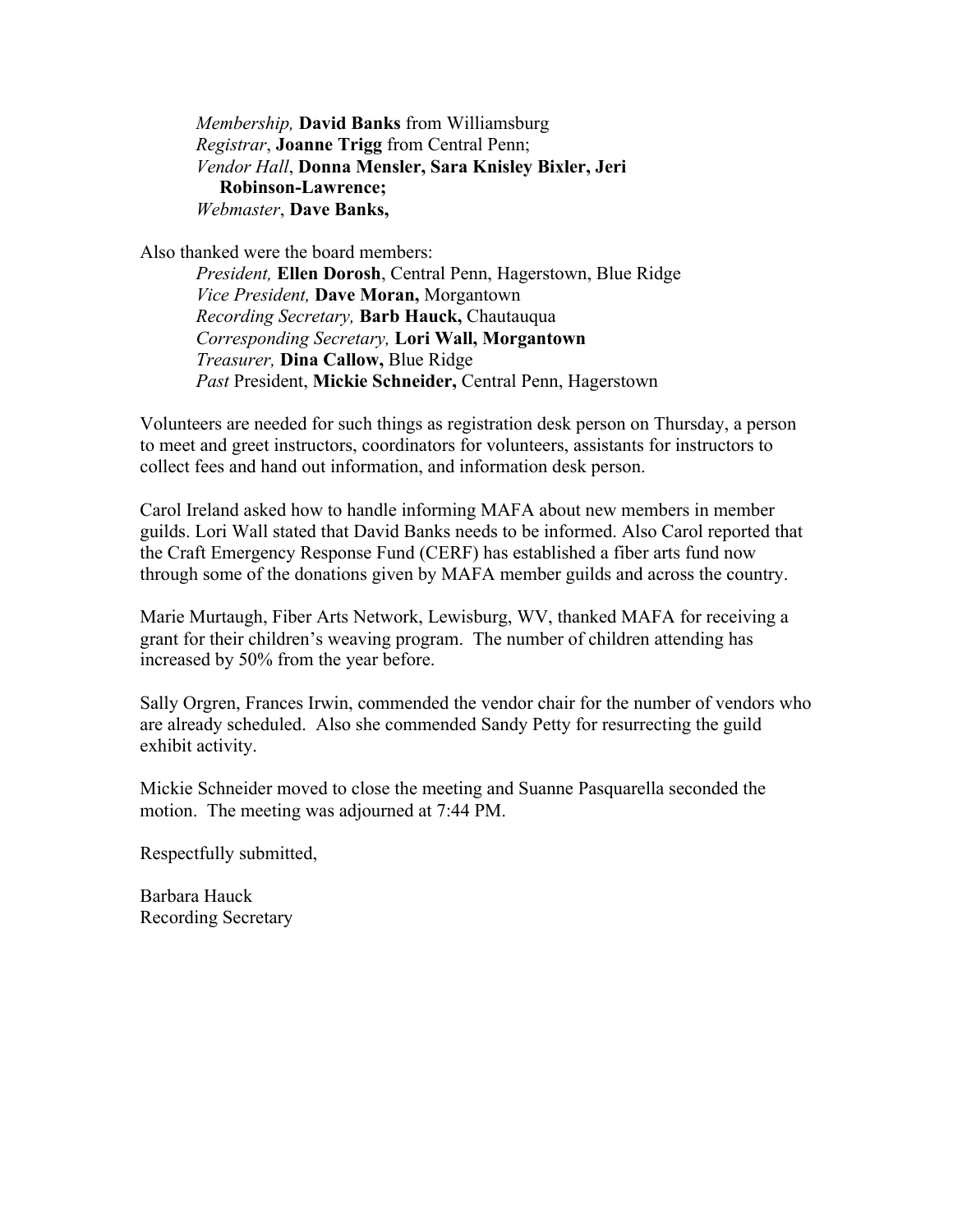*Membership,* **David Banks** from Williamsburg
*Registrar*, **Joanne Trigg** from Central Penn;
*Vendor Hall*, **Donna Mensler, Sara Knisley Bixler, Jeri Robinson-Lawrence;**
*Webmaster*, **Dave Banks,**

Also thanked were the board members:

*President,* **Ellen Dorosh**, Central Penn, Hagerstown, Blue Ridge
*Vice President,* **Dave Moran,** Morgantown
*Recording Secretary,* **Barb Hauck,** Chautauqua
*Corresponding Secretary,* **Lori Wall, Morgantown**
*Treasurer,* **Dina Callow,** Blue Ridge
*Past* President, **Mickie Schneider,** Central Penn, Hagerstown

Volunteers are needed for such things as registration desk person on Thursday, a person to meet and greet instructors, coordinators for volunteers, assistants for instructors to collect fees and hand out information, and information desk person.

Carol Ireland asked how to handle informing MAFA about new members in member guilds. Lori Wall stated that David Banks needs to be informed. Also Carol reported that the Craft Emergency Response Fund (CERF) has established a fiber arts fund now through some of the donations given by MAFA member guilds and across the country.

Marie Murtaugh, Fiber Arts Network, Lewisburg, WV, thanked MAFA for receiving a grant for their children's weaving program. The number of children attending has increased by 50% from the year before.

Sally Orgren, Frances Irwin, commended the vendor chair for the number of vendors who are already scheduled. Also she commended Sandy Petty for resurrecting the guild exhibit activity.

Mickie Schneider moved to close the meeting and Suanne Pasquarella seconded the motion. The meeting was adjourned at 7:44 PM.

Respectfully submitted,

Barbara Hauck
Recording Secretary